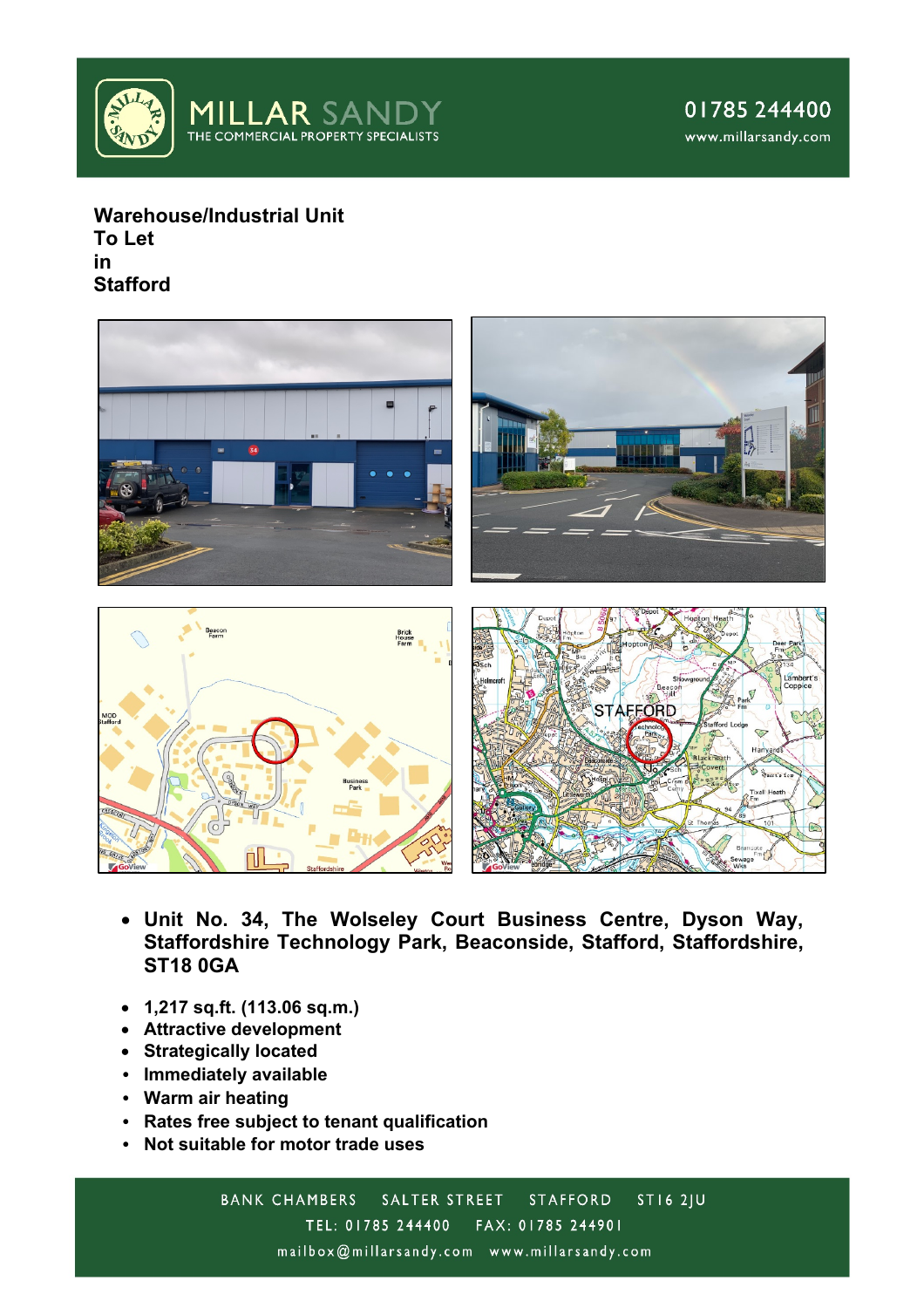MILLAR SANDY
THE COMMERCIAL PROPERTY SPECIALISTS

01785 244400
www.millarsandy.com

# Warehouse/Industrial Unit
# To Let
# in
# Stafford

- **Unit No. 34, The Wolseley Court Business Centre, Dyson Way, Staffordshire Technology Park, Beaconside, Stafford, Staffordshire, ST18 0GA**

- **1,217 sq.ft. (113.06 sq.m.)**
- **Attractive development**
- **Strategically located**
- **Immediately available**
- **Warm air heating**
- **Rates free subject to tenant qualification**
- **Not suitable for motor trade uses**

BANK CHAMBERS SALTER STREET STAFFORD ST16 2JU
TEL: 01785 244400 FAX: 01785 244901
mailbox@millarsandy.com www.millarsandy.com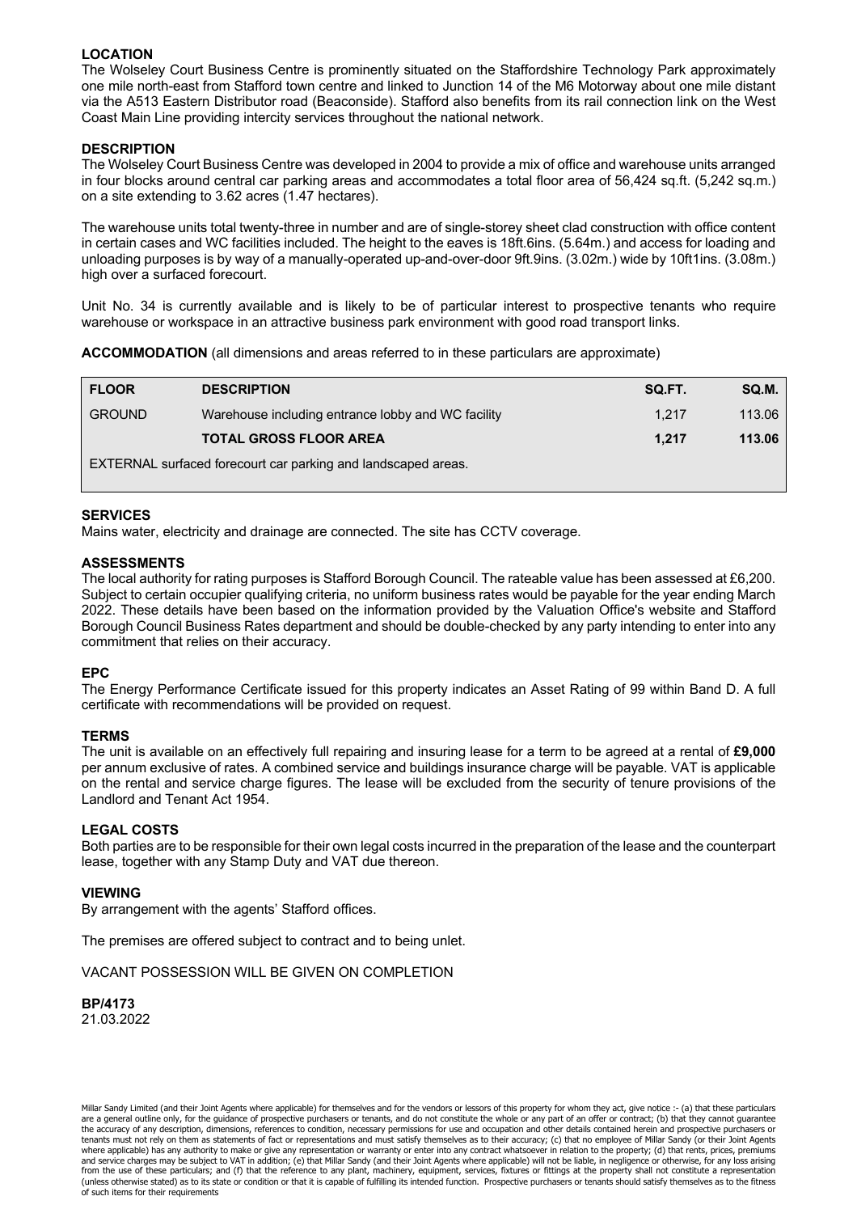## LOCATION

The Wolseley Court Business Centre is prominently situated on the Staffordshire Technology Park approximately one mile north-east from Stafford town centre and linked to Junction 14 of the M6 Motorway about one mile distant via the A513 Eastern Distributor road (Beaconside). Stafford also benefits from its rail connection link on the West Coast Main Line providing intercity services throughout the national network.

## DESCRIPTION

The Wolseley Court Business Centre was developed in 2004 to provide a mix of office and warehouse units arranged in four blocks around central car parking areas and accommodates a total floor area of 56,424 sq.ft. (5,242 sq.m.) on a site extending to 3.62 acres (1.47 hectares).

The warehouse units total twenty-three in number and are of single-storey sheet clad construction with office content in certain cases and WC facilities included. The height to the eaves is 18ft.6ins. (5.64m.) and access for loading and unloading purposes is by way of a manually-operated up-and-over-door 9ft.9ins. (3.02m.) wide by 10ft1ins. (3.08m.) high over a surfaced forecourt.

Unit No. 34 is currently available and is likely to be of particular interest to prospective tenants who require warehouse or workspace in an attractive business park environment with good road transport links.

**ACCOMMODATION** (all dimensions and areas referred to in these particulars are approximate)

| FLOOR | DESCRIPTION | SQ.FT. | SQ.M. |
|---|---|---|---|
| GROUND | Warehouse including entrance lobby and WC facility | 1,217 | 113.06 |
| | **TOTAL GROSS FLOOR AREA** | **1,217** | **113.06** |
| EXTERNAL surfaced forecourt car parking and landscaped areas. | | | |

## SERVICES

Mains water, electricity and drainage are connected. The site has CCTV coverage.

## ASSESSMENTS

The local authority for rating purposes is Stafford Borough Council. The rateable value has been assessed at £6,200. Subject to certain occupier qualifying criteria, no uniform business rates would be payable for the year ending March 2022. These details have been based on the information provided by the Valuation Office's website and Stafford Borough Council Business Rates department and should be double-checked by any party intending to enter into any commitment that relies on their accuracy.

## EPC

The Energy Performance Certificate issued for this property indicates an Asset Rating of 99 within Band D. A full certificate with recommendations will be provided on request.

## TERMS

The unit is available on an effectively full repairing and insuring lease for a term to be agreed at a rental of **£9,000** per annum exclusive of rates. A combined service and buildings insurance charge will be payable. VAT is applicable on the rental and service charge figures. The lease will be excluded from the security of tenure provisions of the Landlord and Tenant Act 1954.

## LEGAL COSTS

Both parties are to be responsible for their own legal costs incurred in the preparation of the lease and the counterpart lease, together with any Stamp Duty and VAT due thereon.

## VIEWING

By arrangement with the agents' Stafford offices.

The premises are offered subject to contract and to being unlet.

VACANT POSSESSION WILL BE GIVEN ON COMPLETION

**BP/4173**
21.03.2022

Millar Sandy Limited (and their Joint Agents where applicable) for themselves and for the vendors or lessors of this property for whom they act, give notice :- (a) that these particulars are a general outline only, for the guidance of prospective purchasers or tenants, and do not constitute the whole or any part of an offer or contract; (b) that they cannot guarantee the accuracy of any description, dimensions, references to condition, necessary permissions for use and occupation and other details contained herein and prospective purchasers or tenants must not rely on them as statements of fact or representations and must satisfy themselves as to their accuracy; (c) that no employee of Millar Sandy (or their Joint Agents where applicable) has any authority to make or give any representation or warranty or enter into any contract whatsoever in relation to the property; (d) that rents, prices, premiums and service charges may be subject to VAT in addition; (e) that Millar Sandy (and their Joint Agents where applicable) will not be liable, in negligence or otherwise, for any loss arising from the use of these particulars; and (f) that the reference to any plant, machinery, equipment, services, fixtures or fittings at the property shall not constitute a representation (unless otherwise stated) as to its state or condition or that it is capable of fulfilling its intended function. Prospective purchasers or tenants should satisfy themselves as to the fitness of such items for their requirements